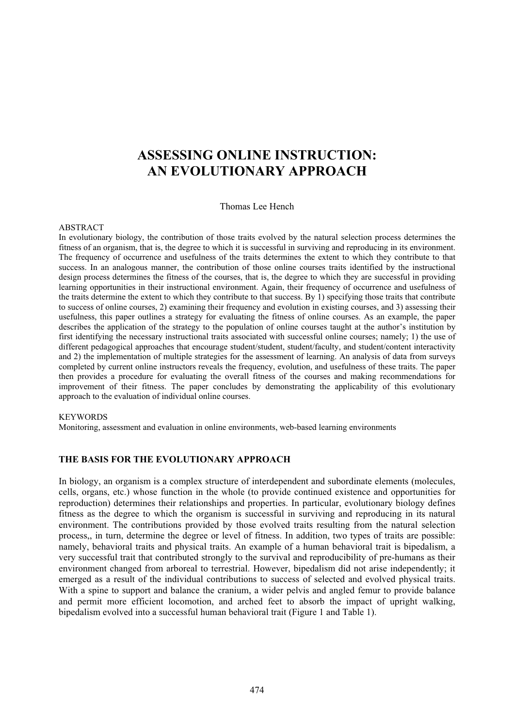# ASSESSING ONLINE INSTRUCTION: AN EVOLUTIONARY APPROACH

Thomas Lee Hench

ABSTRACT

In evolutionary biology, the contribution of those traits evolved by the natural selection process determines the fitness of an organism, that is, the degree to which it is successful in surviving and reproducing in its environment. The frequency of occurrence and usefulness of the traits determines the extent to which they contribute to that success. In an analogous manner, the contribution of those online courses traits identified by the instructional design process determines the fitness of the courses, that is, the degree to which they are successful in providing learning opportunities in their instructional environment. Again, their frequency of occurrence and usefulness of the traits determine the extent to which they contribute to that success. By 1) specifying those traits that contribute to success of online courses, 2) examining their frequency and evolution in existing courses, and 3) assessing their usefulness, this paper outlines a strategy for evaluating the fitness of online courses. As an example, the paper describes the application of the strategy to the population of online courses taught at the author's institution by first identifying the necessary instructional traits associated with successful online courses; namely; 1) the use of different pedagogical approaches that encourage student/student, student/faculty, and student/content interactivity and 2) the implementation of multiple strategies for the assessment of learning. An analysis of data from surveys completed by current online instructors reveals the frequency, evolution, and usefulness of these traits. The paper then provides a procedure for evaluating the overall fitness of the courses and making recommendations for improvement of their fitness. The paper concludes by demonstrating the applicability of this evolutionary approach to the evaluation of individual online courses.

KEYWORDS

Monitoring, assessment and evaluation in online environments, web-based learning environments

## THE BASIS FOR THE EVOLUTIONARY APPROACH

In biology, an organism is a complex structure of interdependent and subordinate elements (molecules, cells, organs, etc.) whose function in the whole (to provide continued existence and opportunities for reproduction) determines their relationships and properties. In particular, evolutionary biology defines fitness as the degree to which the organism is successful in surviving and reproducing in its natural environment. The contributions provided by those evolved traits resulting from the natural selection process,, in turn, determine the degree or level of fitness. In addition, two types of traits are possible: namely, behavioral traits and physical traits. An example of a human behavioral trait is bipedalism, a very successful trait that contributed strongly to the survival and reproducibility of pre-humans as their environment changed from arboreal to terrestrial. However, bipedalism did not arise independently; it emerged as a result of the individual contributions to success of selected and evolved physical traits. With a spine to support and balance the cranium, a wider pelvis and angled femur to provide balance and permit more efficient locomotion, and arched feet to absorb the impact of upright walking, bipedalism evolved into a successful human behavioral trait (Figure 1 and Table 1).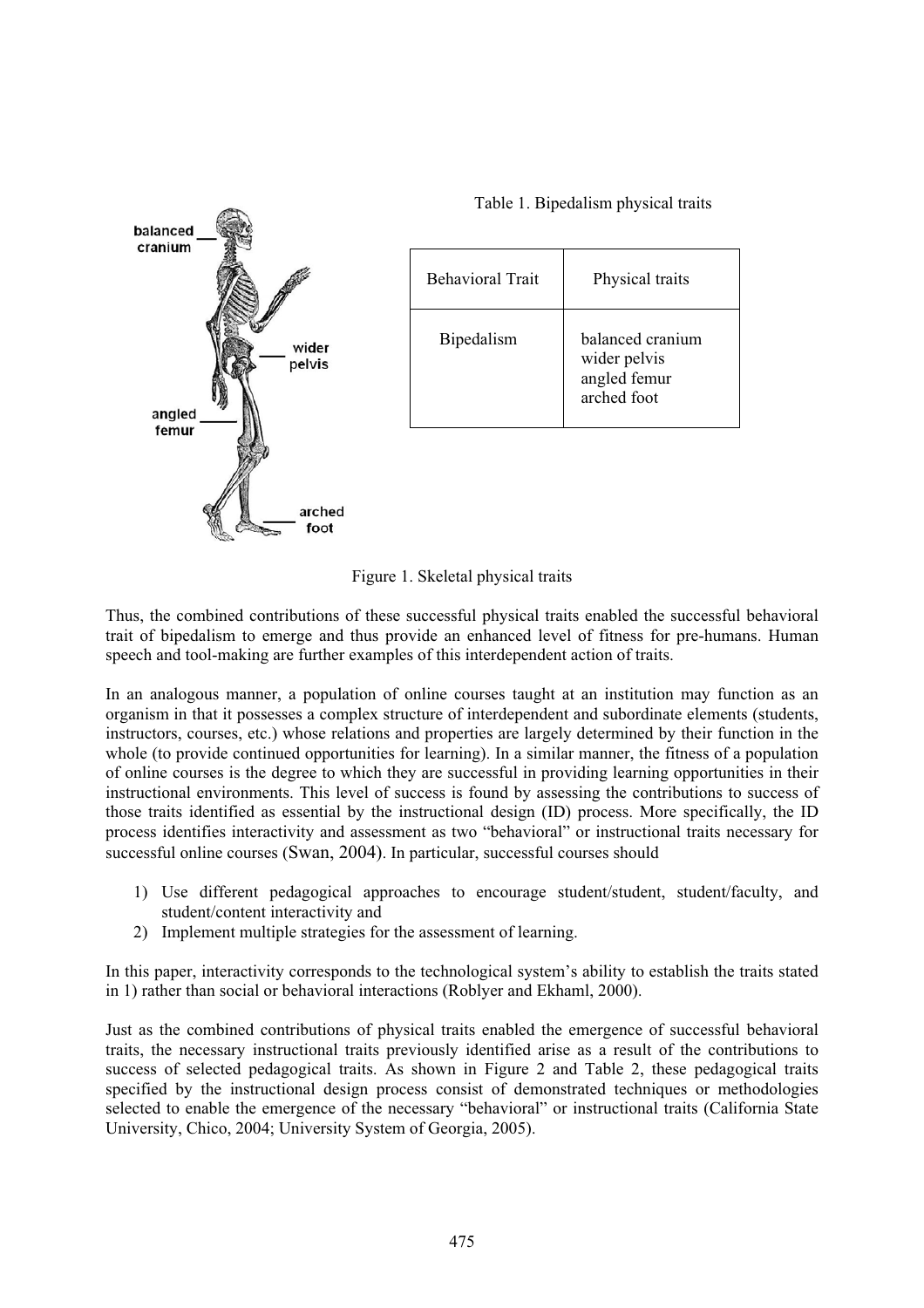Table 1. Bipedalism physical traits

| Behavioral Trait | Physical traits |
|---|---|
| Bipedalism | balanced cranium<br>wider pelvis<br>angled femur<br>arched foot |

Figure 1. Skeletal physical traits

Thus, the combined contributions of these successful physical traits enabled the successful behavioral trait of bipedalism to emerge and thus provide an enhanced level of fitness for pre-humans. Human speech and tool-making are further examples of this interdependent action of traits.

In an analogous manner, a population of online courses taught at an institution may function as an organism in that it possesses a complex structure of interdependent and subordinate elements (students, instructors, courses, etc.) whose relations and properties are largely determined by their function in the whole (to provide continued opportunities for learning). In a similar manner, the fitness of a population of online courses is the degree to which they are successful in providing learning opportunities in their instructional environments. This level of success is found by assessing the contributions to success of those traits identified as essential by the instructional design (ID) process. More specifically, the ID process identifies interactivity and assessment as two "behavioral" or instructional traits necessary for successful online courses (Swan, 2004). In particular, successful courses should

1) Use different pedagogical approaches to encourage student/student, student/faculty, and student/content interactivity and
2) Implement multiple strategies for the assessment of learning.

In this paper, interactivity corresponds to the technological system's ability to establish the traits stated in 1) rather than social or behavioral interactions (Roblyer and Ekhaml, 2000).

Just as the combined contributions of physical traits enabled the emergence of successful behavioral traits, the necessary instructional traits previously identified arise as a result of the contributions to success of selected pedagogical traits. As shown in Figure 2 and Table 2, these pedagogical traits specified by the instructional design process consist of demonstrated techniques or methodologies selected to enable the emergence of the necessary "behavioral" or instructional traits (California State University, Chico, 2004; University System of Georgia, 2005).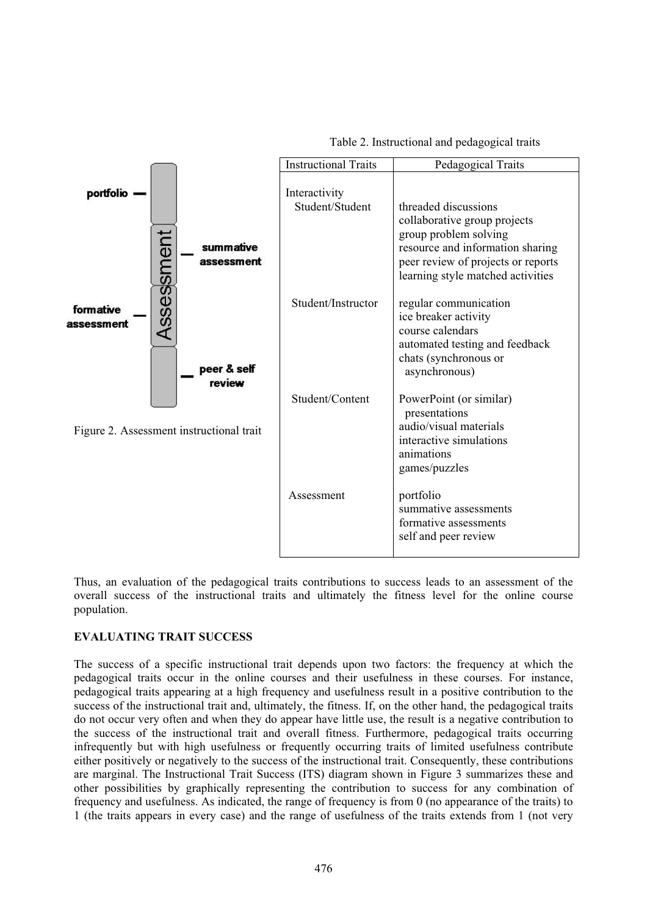| Instructional Traits | Pedagogical Traits |
| --- | --- |
| Interactivity | |
| Student/Student | threaded discussions<br>collaborative group projects<br>group problem solving<br>resource and information sharing<br>peer review of projects or reports<br>learning style matched activities |
| Student/Instructor | regular communication<br>ice breaker activity<br>course calendars<br>automated testing and feedback<br>chats (synchronous or asynchronous) |
| Student/Content | PowerPoint (or similar) presentations<br>audio/visual materials<br>interactive simulations<br>animations<br>games/puzzles |
| Assessment | portfolio<br>summative assessments<br>formative assessments<br>self and peer review |

Table 2. Instructional and pedagogical traits

Figure 2. Assessment instructional trait

Thus, an evaluation of the pedagogical traits contributions to success leads to an assessment of the overall success of the instructional traits and ultimately the fitness level for the online course population.

**EVALUATING TRAIT SUCCESS**

The success of a specific instructional trait depends upon two factors: the frequency at which the pedagogical traits occur in the online courses and their usefulness in these courses. For instance, pedagogical traits appearing at a high frequency and usefulness result in a positive contribution to the success of the instructional trait and, ultimately, the fitness. If, on the other hand, the pedagogical traits do not occur very often and when they do appear have little use, the result is a negative contribution to the success of the instructional trait and overall fitness. Furthermore, pedagogical traits occurring infrequently but with high usefulness or frequently occurring traits of limited usefulness contribute either positively or negatively to the success of the instructional trait. Consequently, these contributions are marginal. The Instructional Trait Success (ITS) diagram shown in Figure 3 summarizes these and other possibilities by graphically representing the contribution to success for any combination of frequency and usefulness. As indicated, the range of frequency is from 0 (no appearance of the traits) to 1 (the traits appears in every case) and the range of usefulness of the traits extends from 1 (not very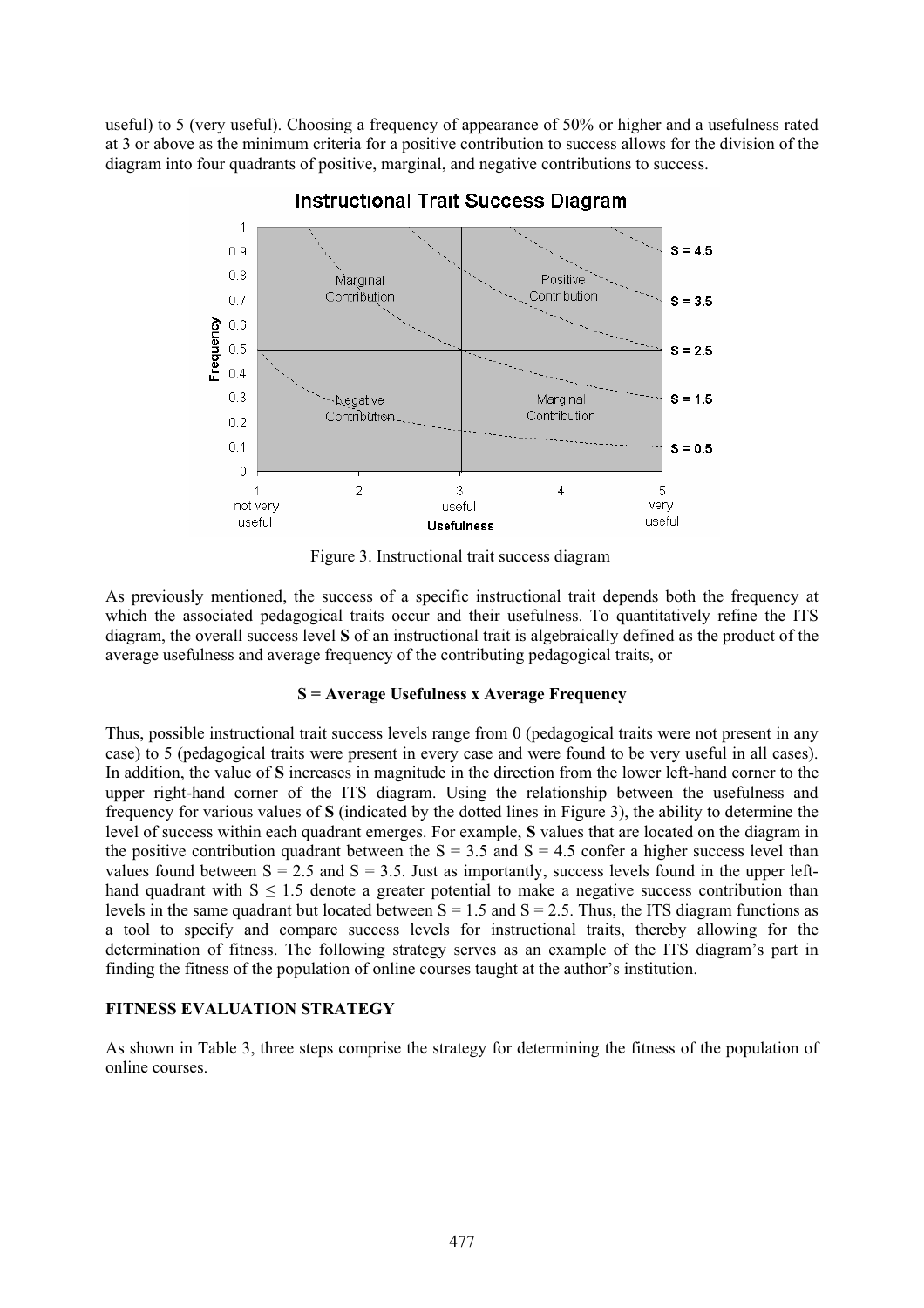useful) to 5 (very useful). Choosing a frequency of appearance of 50% or higher and a usefulness rated at 3 or above as the minimum criteria for a positive contribution to success allows for the division of the diagram into four quadrants of positive, marginal, and negative contributions to success.

Figure 3. Instructional trait success diagram

As previously mentioned, the success of a specific instructional trait depends both the frequency at which the associated pedagogical traits occur and their usefulness. To quantitatively refine the ITS diagram, the overall success level **S** of an instructional trait is algebraically defined as the product of the average usefulness and average frequency of the contributing pedagogical traits, or

**S = Average Usefulness x Average Frequency**

Thus, possible instructional trait success levels range from 0 (pedagogical traits were not present in any case) to 5 (pedagogical traits were present in every case and were found to be very useful in all cases). In addition, the value of **S** increases in magnitude in the direction from the lower left-hand corner to the upper right-hand corner of the ITS diagram. Using the relationship between the usefulness and frequency for various values of **S** (indicated by the dotted lines in Figure 3), the ability to determine the level of success within each quadrant emerges. For example, **S** values that are located on the diagram in the positive contribution quadrant between the $S = 3.5$ and $S = 4.5$ confer a higher success level than values found between $S = 2.5$ and $S = 3.5$. Just as importantly, success levels found in the upper left-hand quadrant with $S \leq 1.5$ denote a greater potential to make a negative success contribution than levels in the same quadrant but located between $S = 1.5$ and $S = 2.5$. Thus, the ITS diagram functions as a tool to specify and compare success levels for instructional traits, thereby allowing for the determination of fitness. The following strategy serves as an example of the ITS diagram's part in finding the fitness of the population of online courses taught at the author's institution.

## FITNESS EVALUATION STRATEGY

As shown in Table 3, three steps comprise the strategy for determining the fitness of the population of online courses.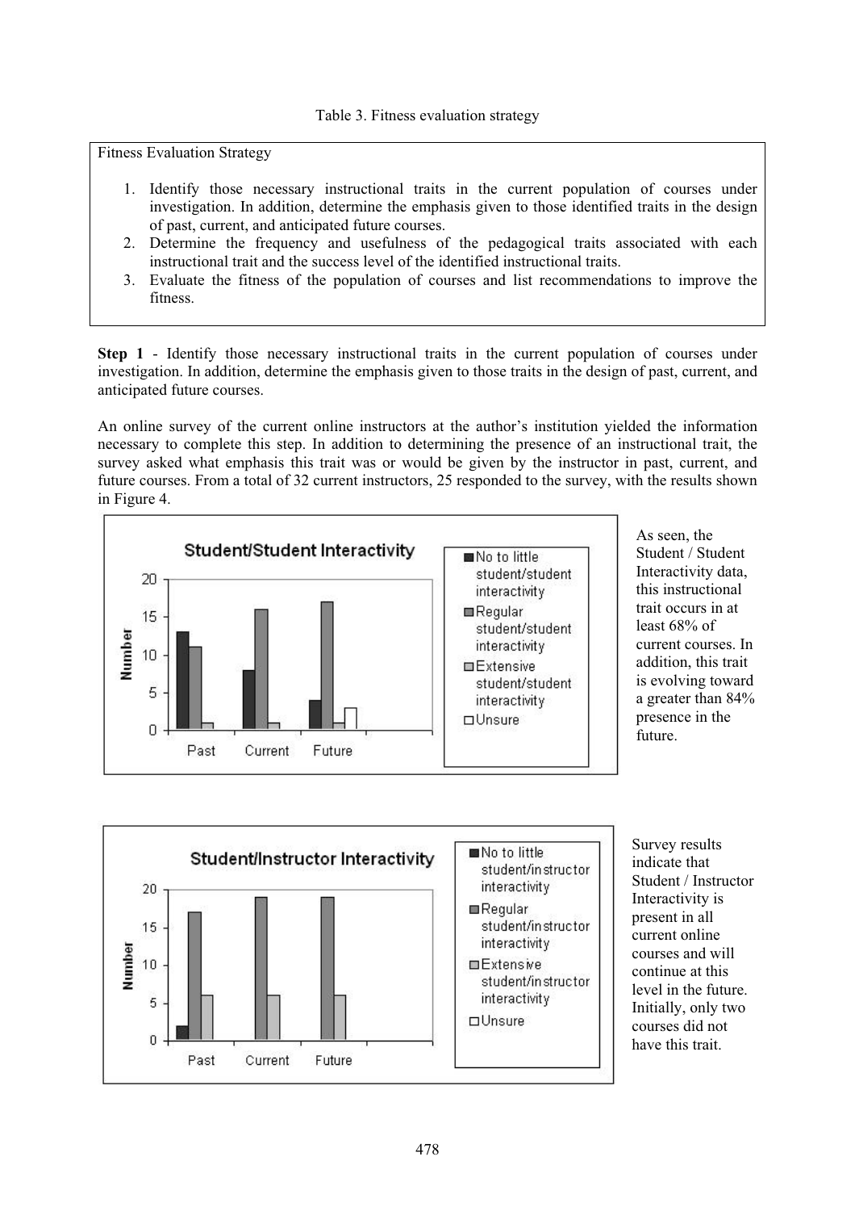Table 3. Fitness evaluation strategy

| Fitness Evaluation Strategy |
|---|
| 1. Identify those necessary instructional traits in the current population of courses under investigation. In addition, determine the emphasis given to those identified traits in the design of past, current, and anticipated future courses. 2. Determine the frequency and usefulness of the pedagogical traits associated with each instructional trait and the success level of the identified instructional traits. 3. Evaluate the fitness of the population of courses and list recommendations to improve the fitness. |

**Step 1** - Identify those necessary instructional traits in the current population of courses under investigation. In addition, determine the emphasis given to those traits in the design of past, current, and anticipated future courses.

An online survey of the current online instructors at the author's institution yielded the information necessary to complete this step. In addition to determining the presence of an instructional trait, the survey asked what emphasis this trait was or would be given by the instructor in past, current, and future courses. From a total of 32 current instructors, 25 responded to the survey, with the results shown in Figure 4.

As seen, the Student / Student Interactivity data, this instructional trait occurs in at least 68% of current courses. In addition, this trait is evolving toward a greater than 84% presence in the future.

Survey results indicate that Student / Instructor Interactivity is present in all current online courses and will continue at this level in the future. Initially, only two courses did not have this trait.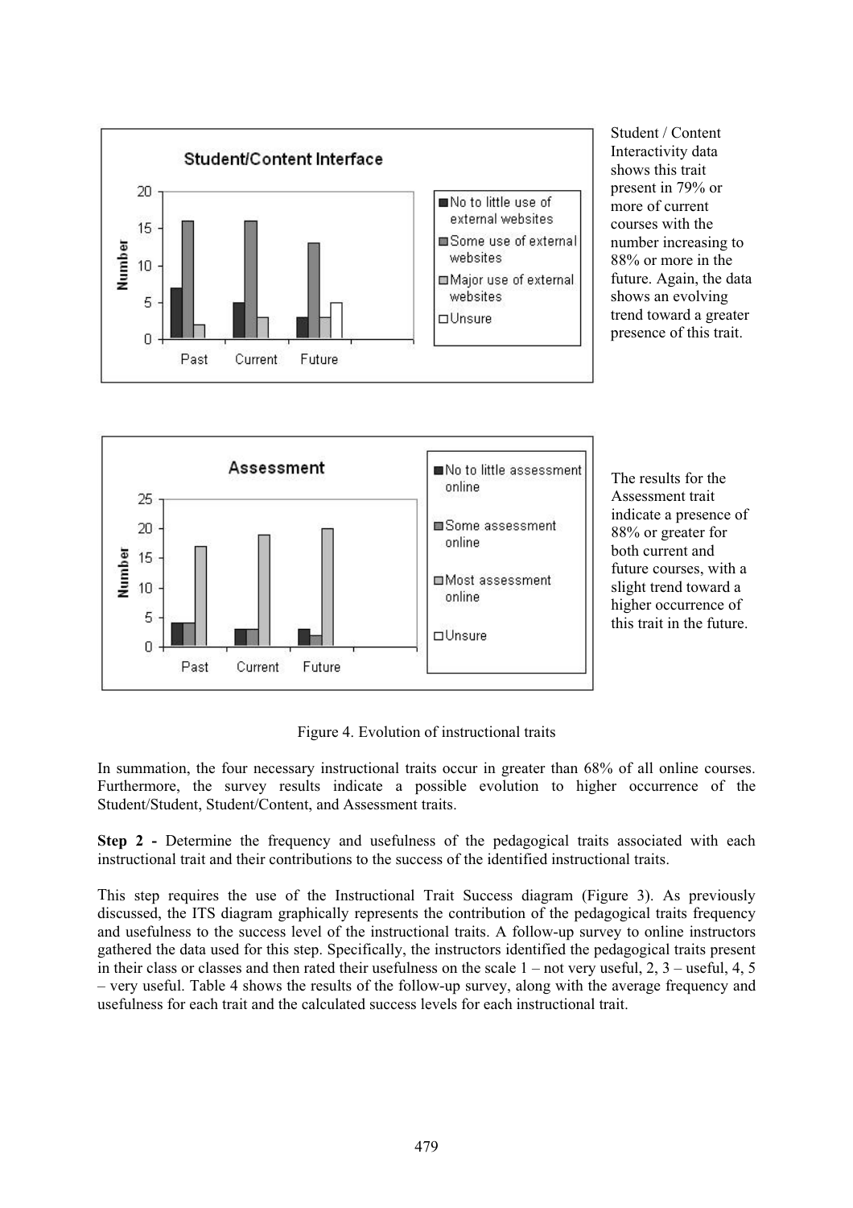Student / Content Interactivity data shows this trait present in 79% or more of current courses with the number increasing to 88% or more in the future. Again, the data shows an evolving trend toward a greater presence of this trait.

The results for the Assessment trait indicate a presence of 88% or greater for both current and future courses, with a slight trend toward a higher occurrence of this trait in the future.

Figure 4. Evolution of instructional traits

In summation, the four necessary instructional traits occur in greater than 68% of all online courses. Furthermore, the survey results indicate a possible evolution to higher occurrence of the Student/Student, Student/Content, and Assessment traits.

**Step 2 -** Determine the frequency and usefulness of the pedagogical traits associated with each instructional trait and their contributions to the success of the identified instructional traits.

This step requires the use of the Instructional Trait Success diagram (Figure 3). As previously discussed, the ITS diagram graphically represents the contribution of the pedagogical traits frequency and usefulness to the success level of the instructional traits. A follow-up survey to online instructors gathered the data used for this step. Specifically, the instructors identified the pedagogical traits present in their class or classes and then rated their usefulness on the scale 1 – not very useful, 2, 3 – useful, 4, 5 – very useful. Table 4 shows the results of the follow-up survey, along with the average frequency and usefulness for each trait and the calculated success levels for each instructional trait.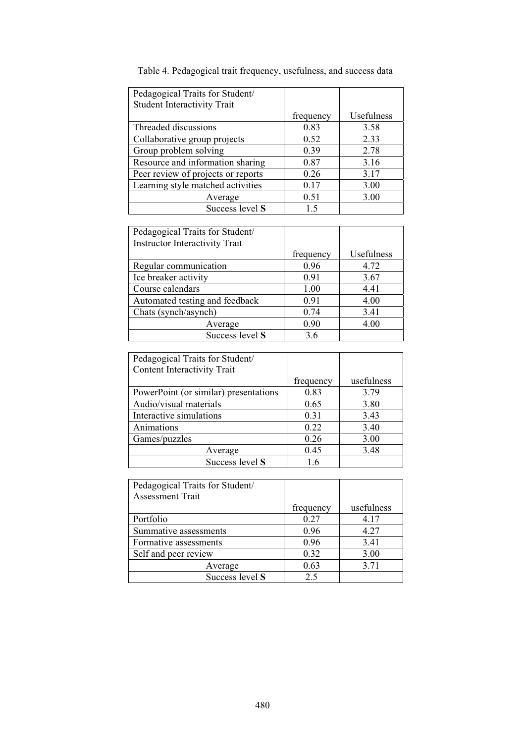Table 4. Pedagogical trait frequency, usefulness, and success data

| Pedagogical Traits for Student/ Student Interactivity Trait | frequency | Usefulness |
|---|---|---|
| Threaded discussions | 0.83 | 3.58 |
| Collaborative group projects | 0.52 | 2.33 |
| Group problem solving | 0.39 | 2.78 |
| Resource and information sharing | 0.87 | 3.16 |
| Peer review of projects or reports | 0.26 | 3.17 |
| Learning style matched activities | 0.17 | 3.00 |
| Average | 0.51 | 3.00 |
| Success level **S** | 1.5 | |

| Pedagogical Traits for Student/ Instructor Interactivity Trait | frequency | Usefulness |
|---|---|---|
| Regular communication | 0.96 | 4.72 |
| Ice breaker activity | 0.91 | 3.67 |
| Course calendars | 1.00 | 4.41 |
| Automated testing and feedback | 0.91 | 4.00 |
| Chats (synch/asynch) | 0.74 | 3.41 |
| Average | 0.90 | 4.00 |
| Success level **S** | 3.6 | |

| Pedagogical Traits for Student/ Content Interactivity Trait | frequency | usefulness |
|---|---|---|
| PowerPoint (or similar) presentations | 0.83 | 3.79 |
| Audio/visual materials | 0.65 | 3.80 |
| Interactive simulations | 0.31 | 3.43 |
| Animations | 0.22 | 3.40 |
| Games/puzzles | 0.26 | 3.00 |
| Average | 0.45 | 3.48 |
| Success level **S** | 1.6 | |

| Pedagogical Traits for Student/ Assessment Trait | frequency | usefulness |
|---|---|---|
| Portfolio | 0.27 | 4.17 |
| Summative assessments | 0.96 | 4.27 |
| Formative assessments | 0.96 | 3.41 |
| Self and peer review | 0.32 | 3.00 |
| Average | 0.63 | 3.71 |
| Success level **S** | 2.5 | |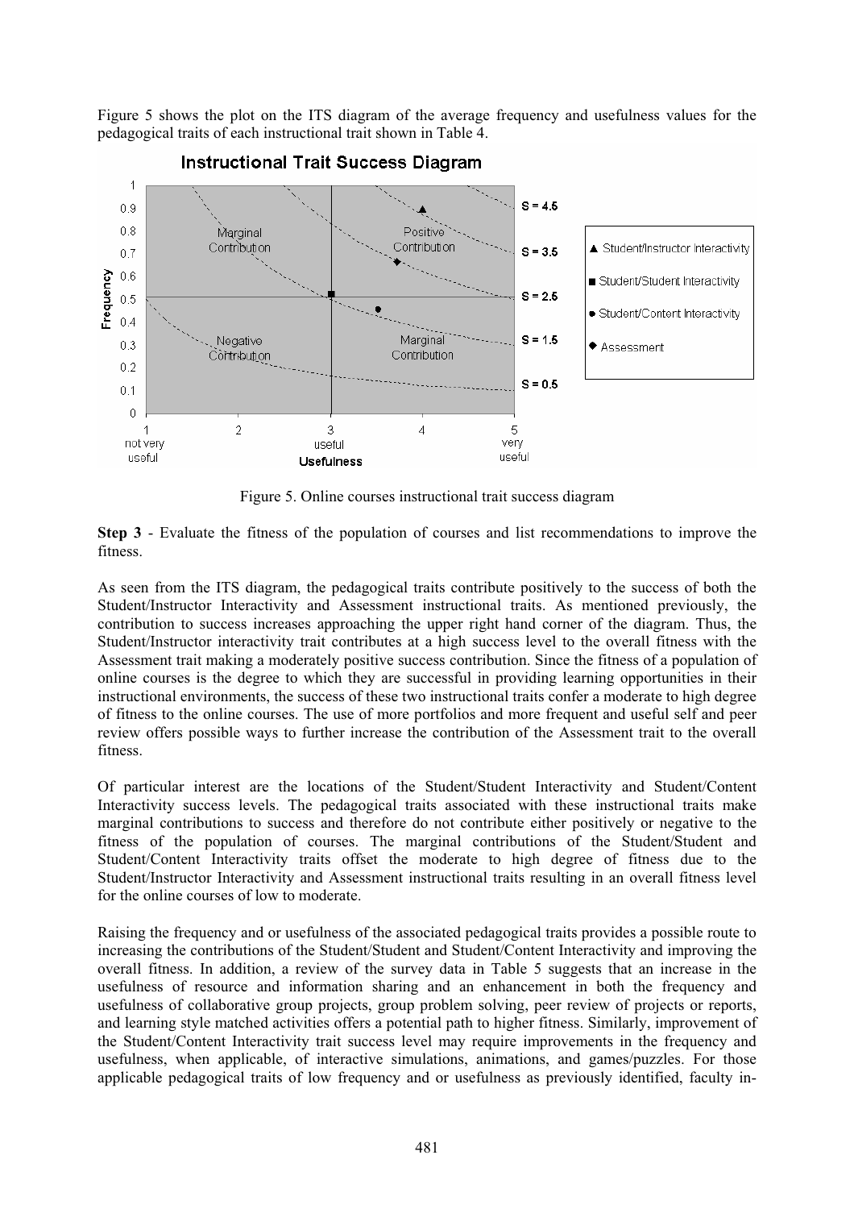Figure 5 shows the plot on the ITS diagram of the average frequency and usefulness values for the pedagogical traits of each instructional trait shown in Table 4.

Figure 5. Online courses instructional trait success diagram

**Step 3** - Evaluate the fitness of the population of courses and list recommendations to improve the fitness.

As seen from the ITS diagram, the pedagogical traits contribute positively to the success of both the Student/Instructor Interactivity and Assessment instructional traits. As mentioned previously, the contribution to success increases approaching the upper right hand corner of the diagram. Thus, the Student/Instructor interactivity trait contributes at a high success level to the overall fitness with the Assessment trait making a moderately positive success contribution. Since the fitness of a population of online courses is the degree to which they are successful in providing learning opportunities in their instructional environments, the success of these two instructional traits confer a moderate to high degree of fitness to the online courses. The use of more portfolios and more frequent and useful self and peer review offers possible ways to further increase the contribution of the Assessment trait to the overall fitness.

Of particular interest are the locations of the Student/Student Interactivity and Student/Content Interactivity success levels. The pedagogical traits associated with these instructional traits make marginal contributions to success and therefore do not contribute either positively or negative to the fitness of the population of courses. The marginal contributions of the Student/Student and Student/Content Interactivity traits offset the moderate to high degree of fitness due to the Student/Instructor Interactivity and Assessment instructional traits resulting in an overall fitness level for the online courses of low to moderate.

Raising the frequency and or usefulness of the associated pedagogical traits provides a possible route to increasing the contributions of the Student/Student and Student/Content Interactivity and improving the overall fitness. In addition, a review of the survey data in Table 5 suggests that an increase in the usefulness of resource and information sharing and an enhancement in both the frequency and usefulness of collaborative group projects, group problem solving, peer review of projects or reports, and learning style matched activities offers a potential path to higher fitness. Similarly, improvement of the Student/Content Interactivity trait success level may require improvements in the frequency and usefulness, when applicable, of interactive simulations, animations, and games/puzzles. For those applicable pedagogical traits of low frequency and or usefulness as previously identified, faculty in-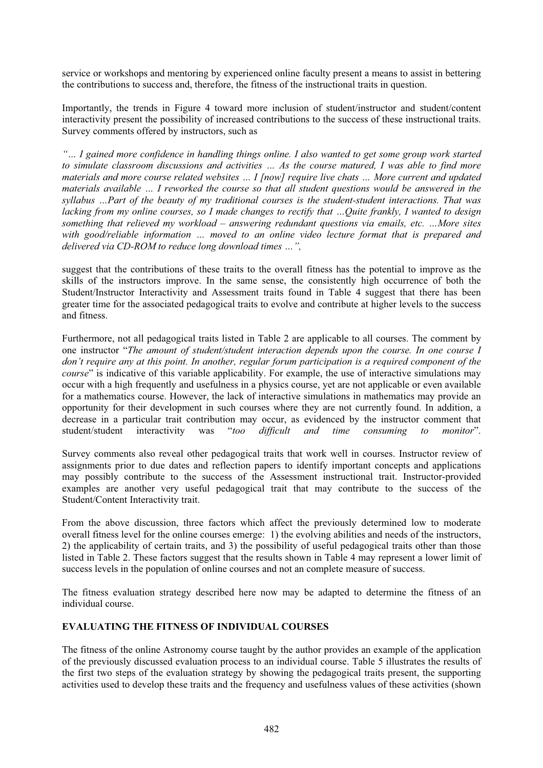service or workshops and mentoring by experienced online faculty present a means to assist in bettering the contributions to success and, therefore, the fitness of the instructional traits in question.

Importantly, the trends in Figure 4 toward more inclusion of student/instructor and student/content interactivity present the possibility of increased contributions to the success of these instructional traits. Survey comments offered by instructors, such as

*"… I gained more confidence in handling things online. I also wanted to get some group work started to simulate classroom discussions and activities … As the course matured, I was able to find more materials and more course related websites … I [now] require live chats … More current and updated materials available … I reworked the course so that all student questions would be answered in the syllabus …Part of the beauty of my traditional courses is the student-student interactions. That was lacking from my online courses, so I made changes to rectify that …Quite frankly, I wanted to design something that relieved my workload – answering redundant questions via emails, etc. …More sites with good/reliable information … moved to an online video lecture format that is prepared and delivered via CD-ROM to reduce long download times …",*

suggest that the contributions of these traits to the overall fitness has the potential to improve as the skills of the instructors improve. In the same sense, the consistently high occurrence of both the Student/Instructor Interactivity and Assessment traits found in Table 4 suggest that there has been greater time for the associated pedagogical traits to evolve and contribute at higher levels to the success and fitness.

Furthermore, not all pedagogical traits listed in Table 2 are applicable to all courses. The comment by one instructor "*The amount of student/student interaction depends upon the course. In one course I don't require any at this point. In another, regular forum participation is a required component of the course*" is indicative of this variable applicability. For example, the use of interactive simulations may occur with a high frequently and usefulness in a physics course, yet are not applicable or even available for a mathematics course. However, the lack of interactive simulations in mathematics may provide an opportunity for their development in such courses where they are not currently found. In addition, a decrease in a particular trait contribution may occur, as evidenced by the instructor comment that student/student interactivity was "*too difficult and time consuming to monitor*".

Survey comments also reveal other pedagogical traits that work well in courses. Instructor review of assignments prior to due dates and reflection papers to identify important concepts and applications may possibly contribute to the success of the Assessment instructional trait. Instructor-provided examples are another very useful pedagogical trait that may contribute to the success of the Student/Content Interactivity trait.

From the above discussion, three factors which affect the previously determined low to moderate overall fitness level for the online courses emerge: 1) the evolving abilities and needs of the instructors, 2) the applicability of certain traits, and 3) the possibility of useful pedagogical traits other than those listed in Table 2. These factors suggest that the results shown in Table 4 may represent a lower limit of success levels in the population of online courses and not an complete measure of success.

The fitness evaluation strategy described here now may be adapted to determine the fitness of an individual course.

## EVALUATING THE FITNESS OF INDIVIDUAL COURSES

The fitness of the online Astronomy course taught by the author provides an example of the application of the previously discussed evaluation process to an individual course. Table 5 illustrates the results of the first two steps of the evaluation strategy by showing the pedagogical traits present, the supporting activities used to develop these traits and the frequency and usefulness values of these activities (shown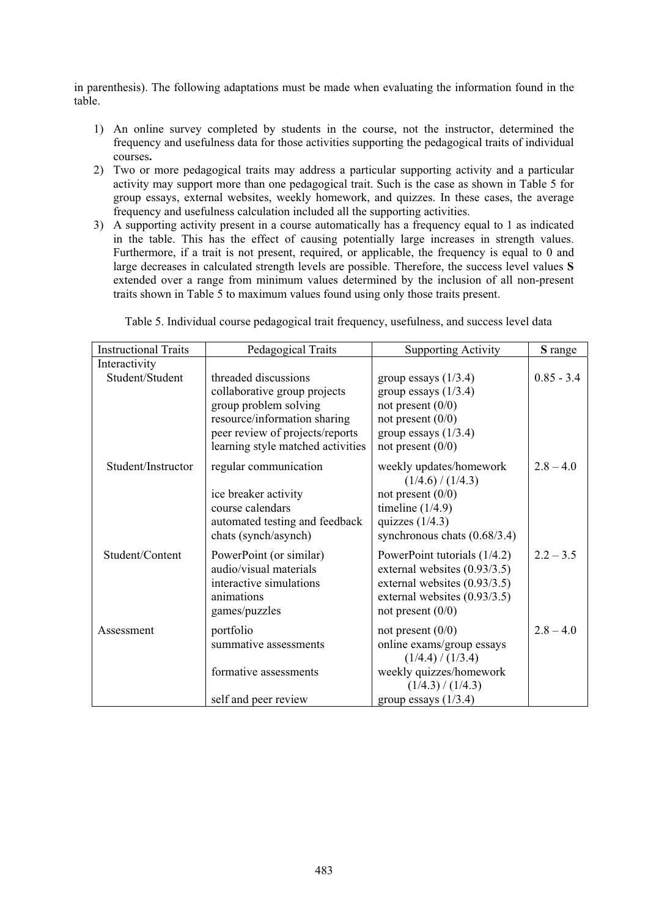in parenthesis). The following adaptations must be made when evaluating the information found in the table.

1) An online survey completed by students in the course, not the instructor, determined the frequency and usefulness data for those activities supporting the pedagogical traits of individual courses**.**
2) Two or more pedagogical traits may address a particular supporting activity and a particular activity may support more than one pedagogical trait. Such is the case as shown in Table 5 for group essays, external websites, weekly homework, and quizzes. In these cases, the average frequency and usefulness calculation included all the supporting activities.
3) A supporting activity present in a course automatically has a frequency equal to 1 as indicated in the table. This has the effect of causing potentially large increases in strength values. Furthermore, if a trait is not present, required, or applicable, the frequency is equal to 0 and large decreases in calculated strength levels are possible. Therefore, the success level values **S** extended over a range from minimum values determined by the inclusion of all non-present traits shown in Table 5 to maximum values found using only those traits present.

Table 5. Individual course pedagogical trait frequency, usefulness, and success level data

| Instructional Traits | Pedagogical Traits | Supporting Activity | **S** range |
|---|---|---|---|
| Interactivity | | | |
| Student/Student | threaded discussions | group essays (1/3.4) | 0.85 - 3.4 |
| | collaborative group projects | group essays (1/3.4) | |
| | group problem solving | not present (0/0) | |
| | resource/information sharing | not present (0/0) | |
| | peer review of projects/reports | group essays (1/3.4) | |
| | learning style matched activities | not present (0/0) | |
| Student/Instructor | regular communication | weekly updates/homework (1/4.6) / (1/4.3) | 2.8 – 4.0 |
| | ice breaker activity | not present (0/0) | |
| | course calendars | timeline (1/4.9) | |
| | automated testing and feedback | quizzes (1/4.3) | |
| | chats (synch/asynch) | synchronous chats (0.68/3.4) | |
| Student/Content | PowerPoint (or similar) | PowerPoint tutorials (1/4.2) | 2.2 – 3.5 |
| | audio/visual materials | external websites (0.93/3.5) | |
| | interactive simulations | external websites (0.93/3.5) | |
| | animations | external websites (0.93/3.5) | |
| | games/puzzles | not present (0/0) | |
| Assessment | portfolio | not present (0/0) | 2.8 – 4.0 |
| | summative assessments | online exams/group essays (1/4.4) / (1/3.4) | |
| | formative assessments | weekly quizzes/homework (1/4.3) / (1/4.3) | |
| | self and peer review | group essays (1/3.4) | |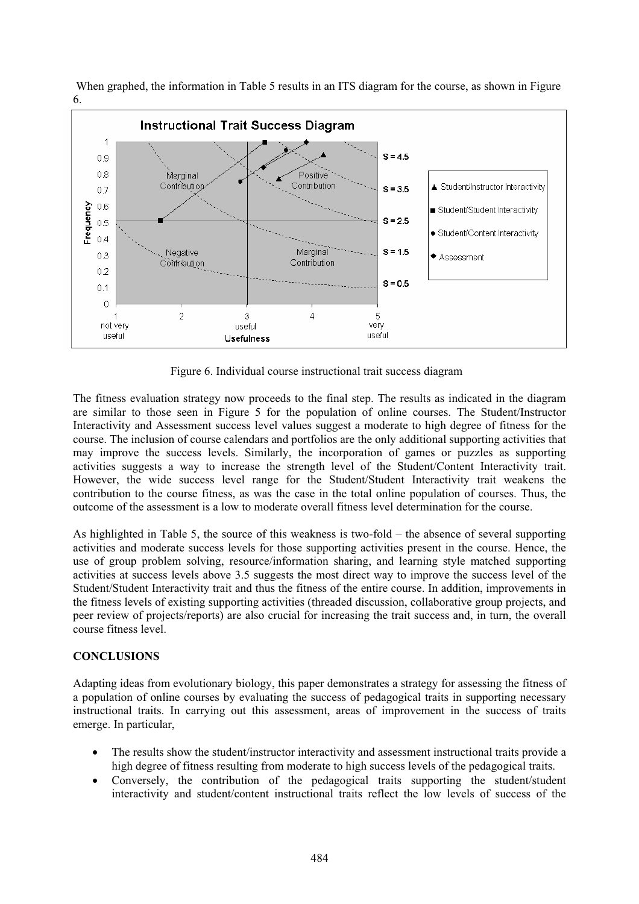When graphed, the information in Table 5 results in an ITS diagram for the course, as shown in Figure 6.

Figure 6. Individual course instructional trait success diagram

The fitness evaluation strategy now proceeds to the final step. The results as indicated in the diagram are similar to those seen in Figure 5 for the population of online courses. The Student/Instructor Interactivity and Assessment success level values suggest a moderate to high degree of fitness for the course. The inclusion of course calendars and portfolios are the only additional supporting activities that may improve the success levels. Similarly, the incorporation of games or puzzles as supporting activities suggests a way to increase the strength level of the Student/Content Interactivity trait. However, the wide success level range for the Student/Student Interactivity trait weakens the contribution to the course fitness, as was the case in the total online population of courses. Thus, the outcome of the assessment is a low to moderate overall fitness level determination for the course.

As highlighted in Table 5, the source of this weakness is two-fold – the absence of several supporting activities and moderate success levels for those supporting activities present in the course. Hence, the use of group problem solving, resource/information sharing, and learning style matched supporting activities at success levels above 3.5 suggests the most direct way to improve the success level of the Student/Student Interactivity trait and thus the fitness of the entire course. In addition, improvements in the fitness levels of existing supporting activities (threaded discussion, collaborative group projects, and peer review of projects/reports) are also crucial for increasing the trait success and, in turn, the overall course fitness level.

## CONCLUSIONS

Adapting ideas from evolutionary biology, this paper demonstrates a strategy for assessing the fitness of a population of online courses by evaluating the success of pedagogical traits in supporting necessary instructional traits. In carrying out this assessment, areas of improvement in the success of traits emerge. In particular,

- The results show the student/instructor interactivity and assessment instructional traits provide a high degree of fitness resulting from moderate to high success levels of the pedagogical traits.
- Conversely, the contribution of the pedagogical traits supporting the student/student interactivity and student/content instructional traits reflect the low levels of success of the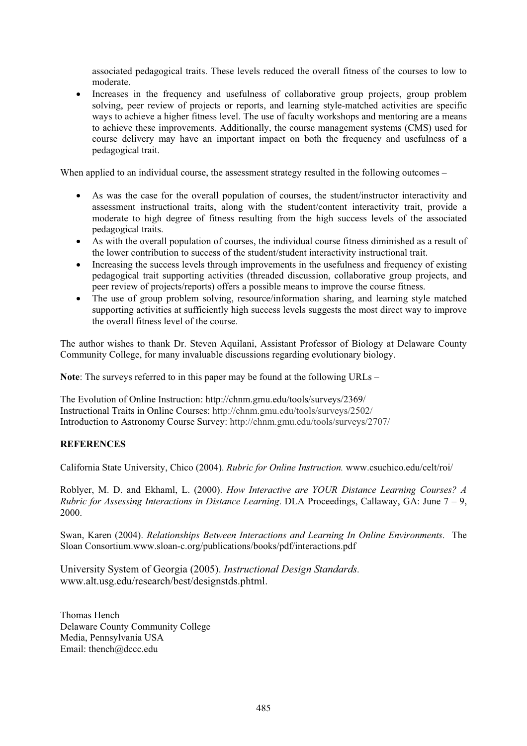associated pedagogical traits. These levels reduced the overall fitness of the courses to low to moderate.

- Increases in the frequency and usefulness of collaborative group projects, group problem solving, peer review of projects or reports, and learning style-matched activities are specific ways to achieve a higher fitness level. The use of faculty workshops and mentoring are a means to achieve these improvements. Additionally, the course management systems (CMS) used for course delivery may have an important impact on both the frequency and usefulness of a pedagogical trait.

When applied to an individual course, the assessment strategy resulted in the following outcomes –

- As was the case for the overall population of courses, the student/instructor interactivity and assessment instructional traits, along with the student/content interactivity trait, provide a moderate to high degree of fitness resulting from the high success levels of the associated pedagogical traits.
- As with the overall population of courses, the individual course fitness diminished as a result of the lower contribution to success of the student/student interactivity instructional trait.
- Increasing the success levels through improvements in the usefulness and frequency of existing pedagogical trait supporting activities (threaded discussion, collaborative group projects, and peer review of projects/reports) offers a possible means to improve the course fitness.
- The use of group problem solving, resource/information sharing, and learning style matched supporting activities at sufficiently high success levels suggests the most direct way to improve the overall fitness level of the course.

The author wishes to thank Dr. Steven Aquilani, Assistant Professor of Biology at Delaware County Community College, for many invaluable discussions regarding evolutionary biology.

**Note**: The surveys referred to in this paper may be found at the following URLs –

The Evolution of Online Instruction: http://chnm.gmu.edu/tools/surveys/2369/
Instructional Traits in Online Courses: http://chnm.gmu.edu/tools/surveys/2502/
Introduction to Astronomy Course Survey: http://chnm.gmu.edu/tools/surveys/2707/

**REFERENCES**

California State University, Chico (2004). *Rubric for Online Instruction.* www.csuchico.edu/celt/roi/

Roblyer, M. D. and Ekhaml, L. (2000). *How Interactive are YOUR Distance Learning Courses? A Rubric for Assessing Interactions in Distance Learning*. DLA Proceedings, Callaway, GA: June 7 – 9, 2000.

Swan, Karen (2004). *Relationships Between Interactions and Learning In Online Environments*. The Sloan Consortium.www.sloan-c.org/publications/books/pdf/interactions.pdf

University System of Georgia (2005). *Instructional Design Standards.* www.alt.usg.edu/research/best/designstds.phtml.

Thomas Hench
Delaware County Community College
Media, Pennsylvania USA
Email: thench@dccc.edu